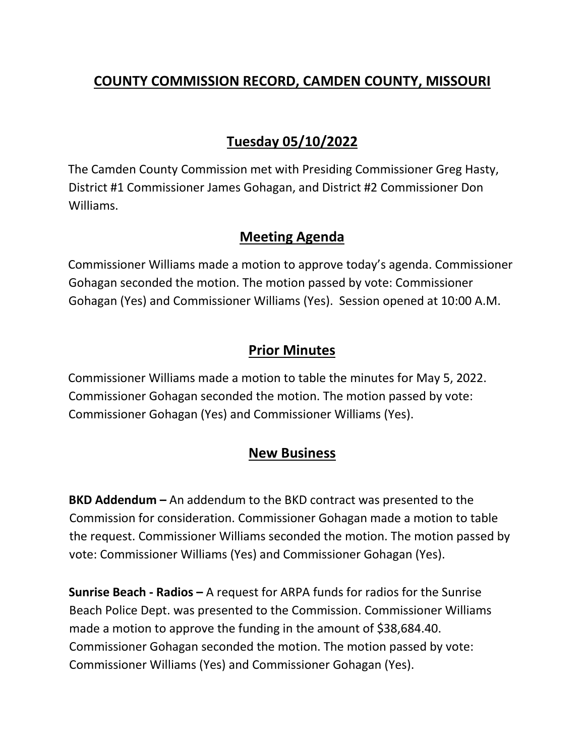# COUNTY COMMISSION RECORD, CAMDEN COUNTY, MISSOURI

## Tuesday 05/10/2022

The Camden County Commission met with Presiding Commissioner Greg Hasty, District #1 Commissioner James Gohagan, and District #2 Commissioner Don Williams.

## Meeting Agenda

Commissioner Williams made a motion to approve today's agenda. Commissioner Gohagan seconded the motion. The motion passed by vote: Commissioner Gohagan (Yes) and Commissioner Williams (Yes). Session opened at 10:00 A.M.

## Prior Minutes

Commissioner Williams made a motion to table the minutes for May 5, 2022. Commissioner Gohagan seconded the motion. The motion passed by vote: Commissioner Gohagan (Yes) and Commissioner Williams (Yes).

## New Business

**BKD Addendum –** An addendum to the BKD contract was presented to the Commission for consideration. Commissioner Gohagan made a motion to table the request. Commissioner Williams seconded the motion. The motion passed by vote: Commissioner Williams (Yes) and Commissioner Gohagan (Yes).

**Sunrise Beach - Radios –** A request for ARPA funds for radios for the Sunrise Beach Police Dept. was presented to the Commission. Commissioner Williams made a motion to approve the funding in the amount of $38,684.40. Commissioner Gohagan seconded the motion. The motion passed by vote: Commissioner Williams (Yes) and Commissioner Gohagan (Yes).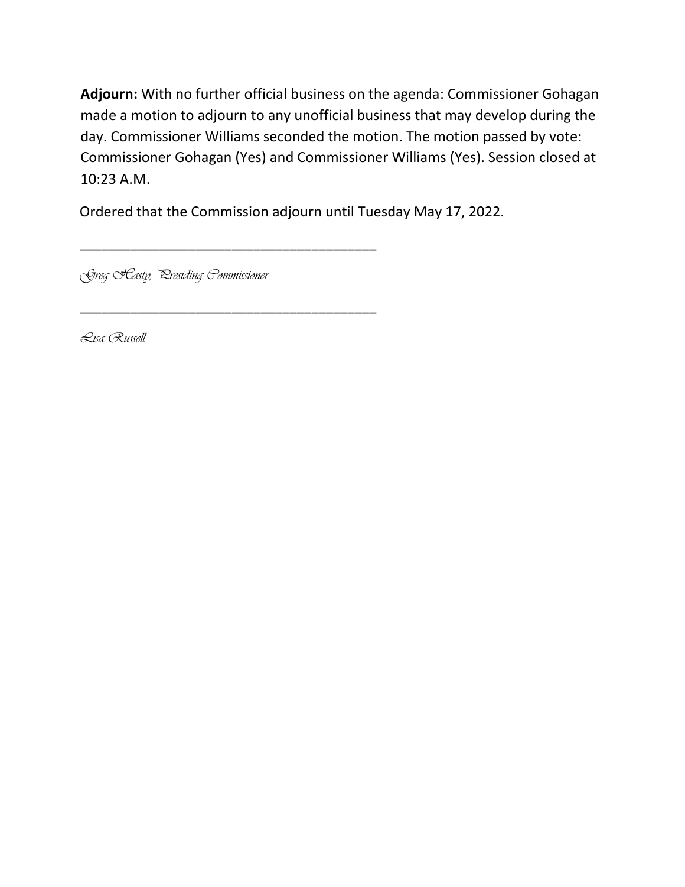**Adjourn:** With no further official business on the agenda: Commissioner Gohagan made a motion to adjourn to any unofficial business that may develop during the day. Commissioner Williams seconded the motion. The motion passed by vote: Commissioner Gohagan (Yes) and Commissioner Williams (Yes). Session closed at 10:23 A.M.

Ordered that the Commission adjourn until Tuesday May 17, 2022.

\_\_\_\_\_\_\_\_\_\_\_\_\_\_\_\_\_\_\_\_\_\_\_\_\_\_\_\_\_\_\_\_\_\_\_\_\_\_\_\_

*Greg Hasty, Presiding Commissioner*

\_\_\_\_\_\_\_\_\_\_\_\_\_\_\_\_\_\_\_\_\_\_\_\_\_\_\_\_\_\_\_\_\_\_\_\_\_\_\_\_

*Lisa Russell*